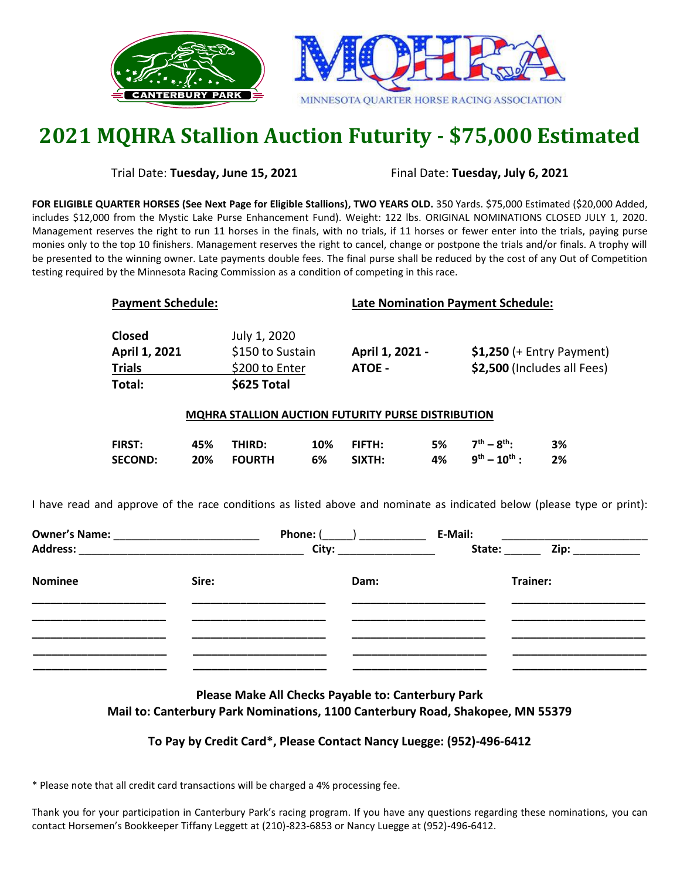# 2021 MQHRA Stallion Auction Futurity - $75,000 Estimated

Trial Date: **Tuesday, June 15, 2021** Final Date: **Tuesday, July 6, 2021**

**FOR ELIGIBLE QUARTER HORSES (See Next Page for Eligible Stallions), TWO YEARS OLD.** 350 Yards. $75,000 Estimated ($20,000 Added, includes $12,000 from the Mystic Lake Purse Enhancement Fund). Weight: 122 lbs. ORIGINAL NOMINATIONS CLOSED JULY 1, 2020. Management reserves the right to run 11 horses in the finals, with no trials, if 11 horses or fewer enter into the trials, paying purse monies only to the top 10 finishers. Management reserves the right to cancel, change or postpone the trials and/or finals. A trophy will be presented to the winning owner. Late payments double fees. The final purse shall be reduced by the cost of any Out of Competition testing required by the Minnesota Racing Commission as a condition of competing in this race.

| **Payment Schedule:** | | **Late Nomination Payment Schedule:** | |
|---|---|---|---|
| **Closed** | July 1, 2020 | | |
| **April 1, 2021** | $150 to Sustain | **April 1, 2021 -** | **$1,250** (+ Entry Payment) |
| **Trials** | $200 to Enter | **ATOE -** | **$2,500** (Includes all Fees) |
| **Total:** | **$625 Total** | | |

**MQHRA STALLION AUCTION FUTURITY PURSE DISTRIBUTION**

| | | | | | | | |
|---|---|---|---|---|---|---|---|
| **FIRST:** | **45%** | **THIRD:** | **10%** | **FIFTH:** | **5%** | **7th – 8th:** | **3%** |
| **SECOND:** | **20%** | **FOURTH** | **6%** | **SIXTH:** | **4%** | **9th – 10th :** | **2%** |

I have read and approve of the race conditions as listed above and nominate as indicated below (please type or print):

**Owner's Name:** ________________________ **Phone:** (_____) ___________ **E-Mail:** ________________________
**Address:** ____________________________________ **City:** ________________ **State:** ______ **Zip:** ___________

| Nominee | Sire: | Dam: | Trainer: |
|---|---|---|---|
| ______________________ | ______________________ | ______________________ | ______________________ |
| ______________________ | ______________________ | ______________________ | ______________________ |
| ______________________ | ______________________ | ______________________ | ______________________ |
| ______________________ | ______________________ | ______________________ | ______________________ |
| ______________________ | ______________________ | ______________________ | ______________________ |

**Please Make All Checks Payable to: Canterbury Park**
**Mail to: Canterbury Park Nominations, 1100 Canterbury Road, Shakopee, MN 55379**

**To Pay by Credit Card*, Please Contact Nancy Luegge: (952)-496-6412**

* Please note that all credit card transactions will be charged a 4% processing fee.

Thank you for your participation in Canterbury Park's racing program. If you have any questions regarding these nominations, you can contact Horsemen's Bookkeeper Tiffany Leggett at (210)-823-6853 or Nancy Luegge at (952)-496-6412.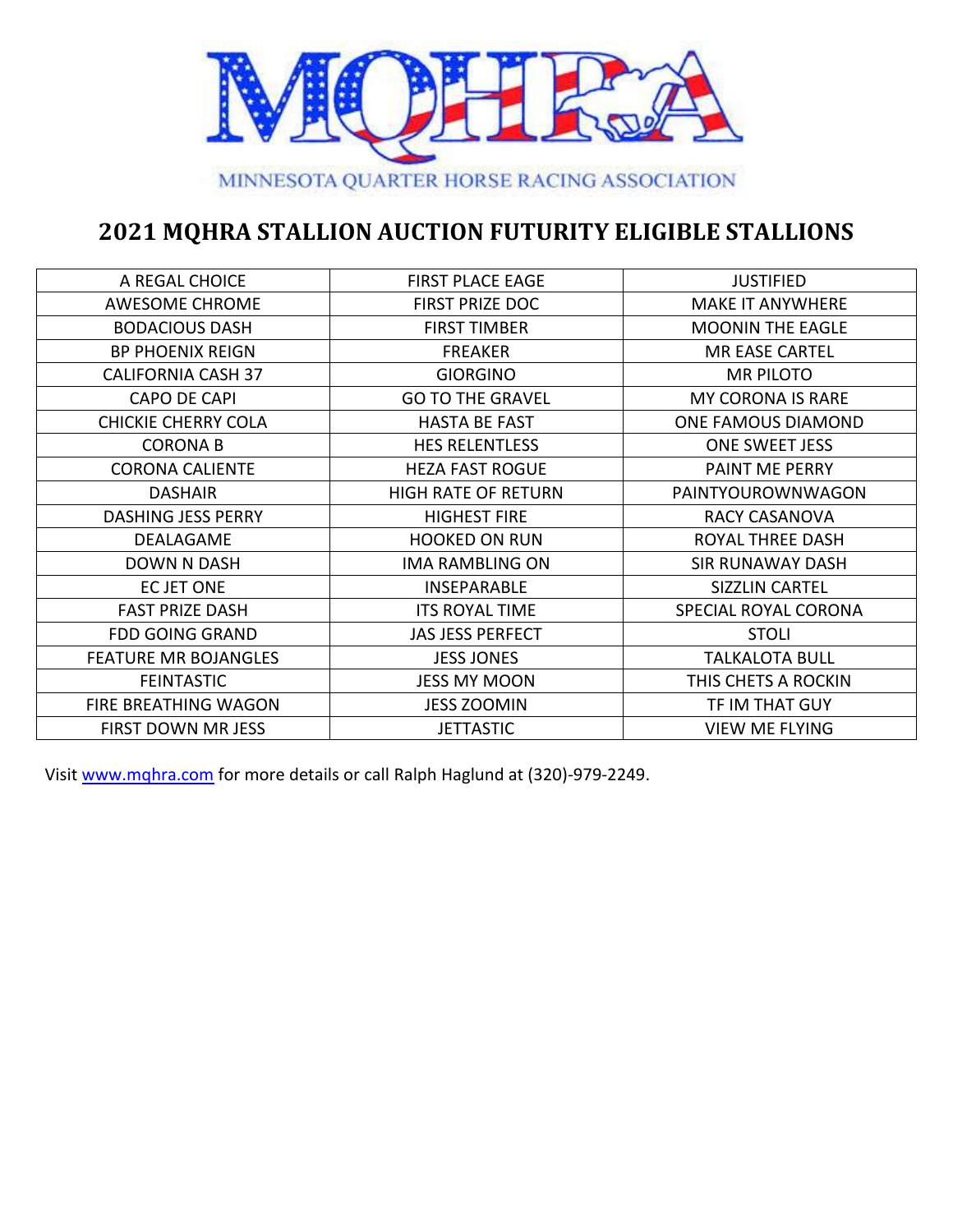MINNESOTA QUARTER HORSE RACING ASSOCIATION

## 2021 MQHRA STALLION AUCTION FUTURITY ELIGIBLE STALLIONS

| | | |
|---|---|---|
| A REGAL CHOICE | FIRST PLACE EAGE | JUSTIFIED |
| AWESOME CHROME | FIRST PRIZE DOC | MAKE IT ANYWHERE |
| BODACIOUS DASH | FIRST TIMBER | MOONIN THE EAGLE |
| BP PHOENIX REIGN | FREAKER | MR EASE CARTEL |
| CALIFORNIA CASH 37 | GIORGINO | MR PILOTO |
| CAPO DE CAPI | GO TO THE GRAVEL | MY CORONA IS RARE |
| CHICKIE CHERRY COLA | HASTA BE FAST | ONE FAMOUS DIAMOND |
| CORONA B | HES RELENTLESS | ONE SWEET JESS |
| CORONA CALIENTE | HEZA FAST ROGUE | PAINT ME PERRY |
| DASHAIR | HIGH RATE OF RETURN | PAINTYOUROWNWAGON |
| DASHING JESS PERRY | HIGHEST FIRE | RACY CASANOVA |
| DEALAGAME | HOOKED ON RUN | ROYAL THREE DASH |
| DOWN N DASH | IMA RAMBLING ON | SIR RUNAWAY DASH |
| EC JET ONE | INSEPARABLE | SIZZLIN CARTEL |
| FAST PRIZE DASH | ITS ROYAL TIME | SPECIAL ROYAL CORONA |
| FDD GOING GRAND | JAS JESS PERFECT | STOLI |
| FEATURE MR BOJANGLES | JESS JONES | TALKALOTA BULL |
| FEINTASTIC | JESS MY MOON | THIS CHETS A ROCKIN |
| FIRE BREATHING WAGON | JESS ZOOMIN | TF IM THAT GUY |
| FIRST DOWN MR JESS | JETTASTIC | VIEW ME FLYING |

Visit www.mqhra.com for more details or call Ralph Haglund at (320)-979-2249.